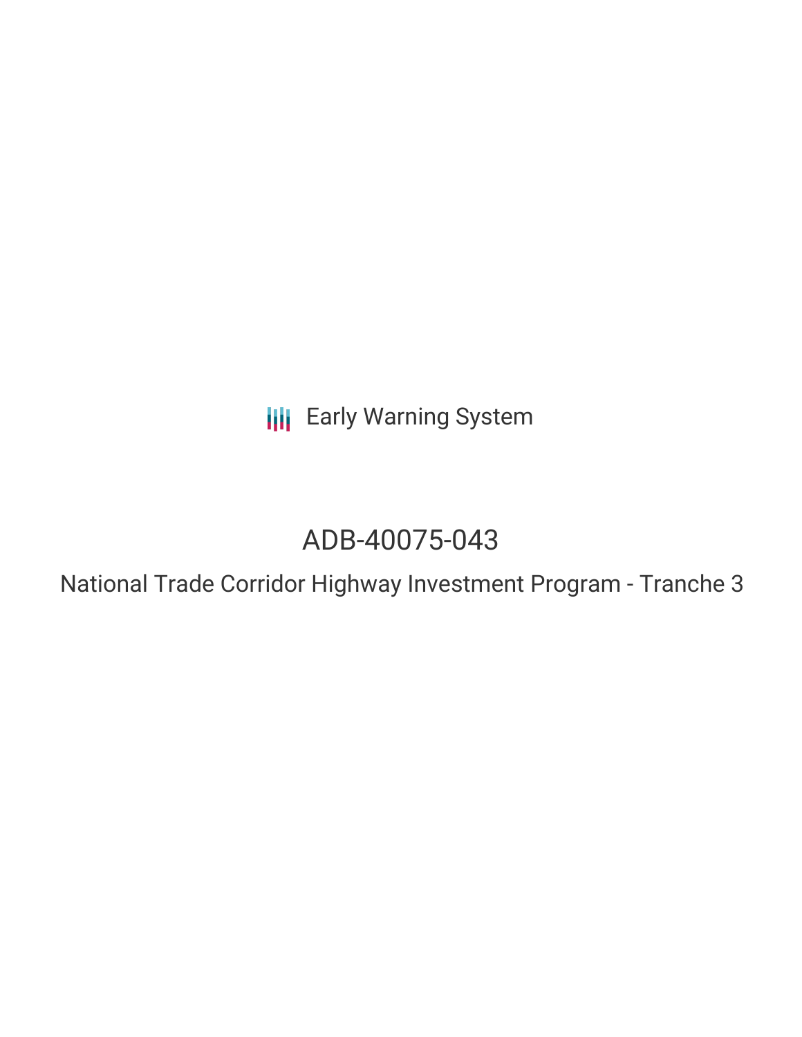Early Warning System

# ADB-40075-043

## National Trade Corridor Highway Investment Program - Tranche 3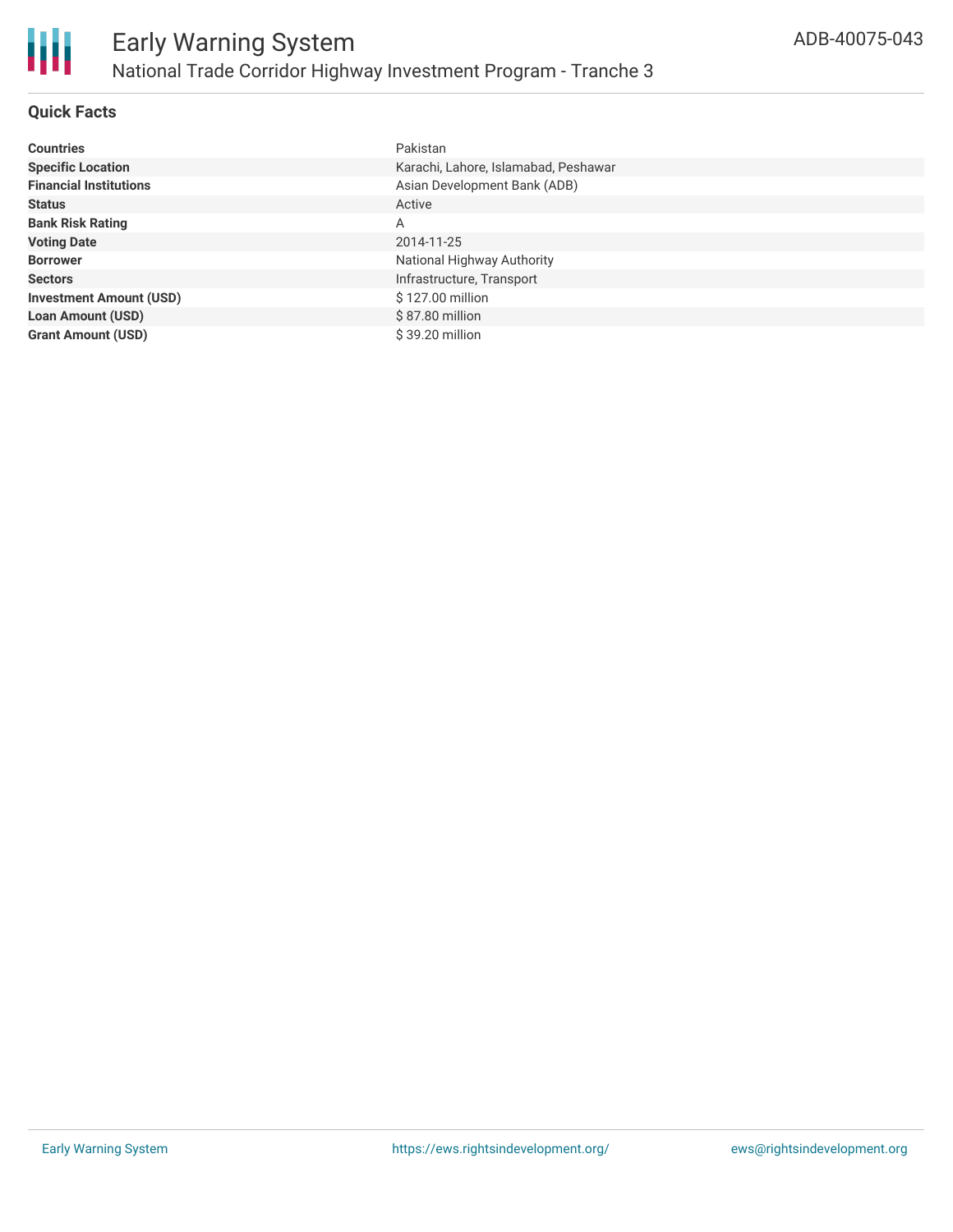# Early Warning System

## National Trade Corridor Highway Investment Program - Tranche 3

ADB-40075-043

### Quick Facts

| | |
|---|---|
| **Countries** | Pakistan |
| **Specific Location** | Karachi, Lahore, Islamabad, Peshawar |
| **Financial Institutions** | Asian Development Bank (ADB) |
| **Status** | Active |
| **Bank Risk Rating** | A |
| **Voting Date** | 2014-11-25 |
| **Borrower** | National Highway Authority |
| **Sectors** | Infrastructure, Transport |
| **Investment Amount (USD)** | $ 127.00 million |
| **Loan Amount (USD)** | $ 87.80 million |
| **Grant Amount (USD)** | $ 39.20 million |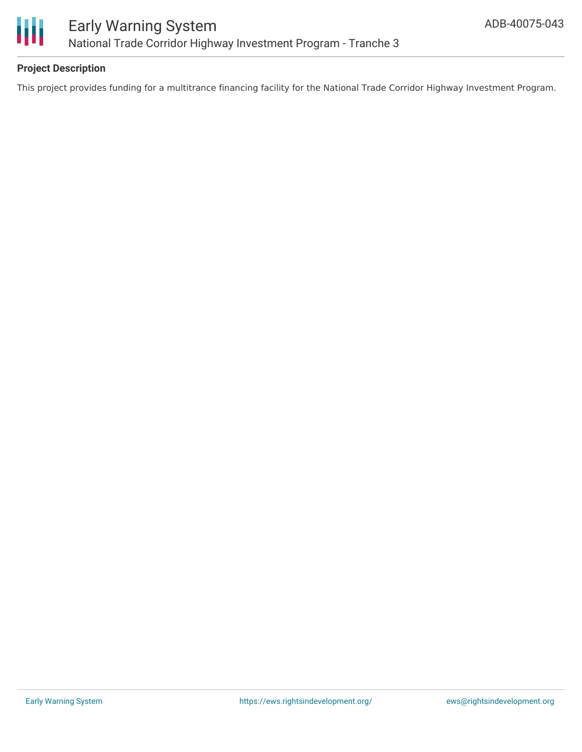## Project Description

This project provides funding for a multitrance financing facility for the National Trade Corridor Highway Investment Program.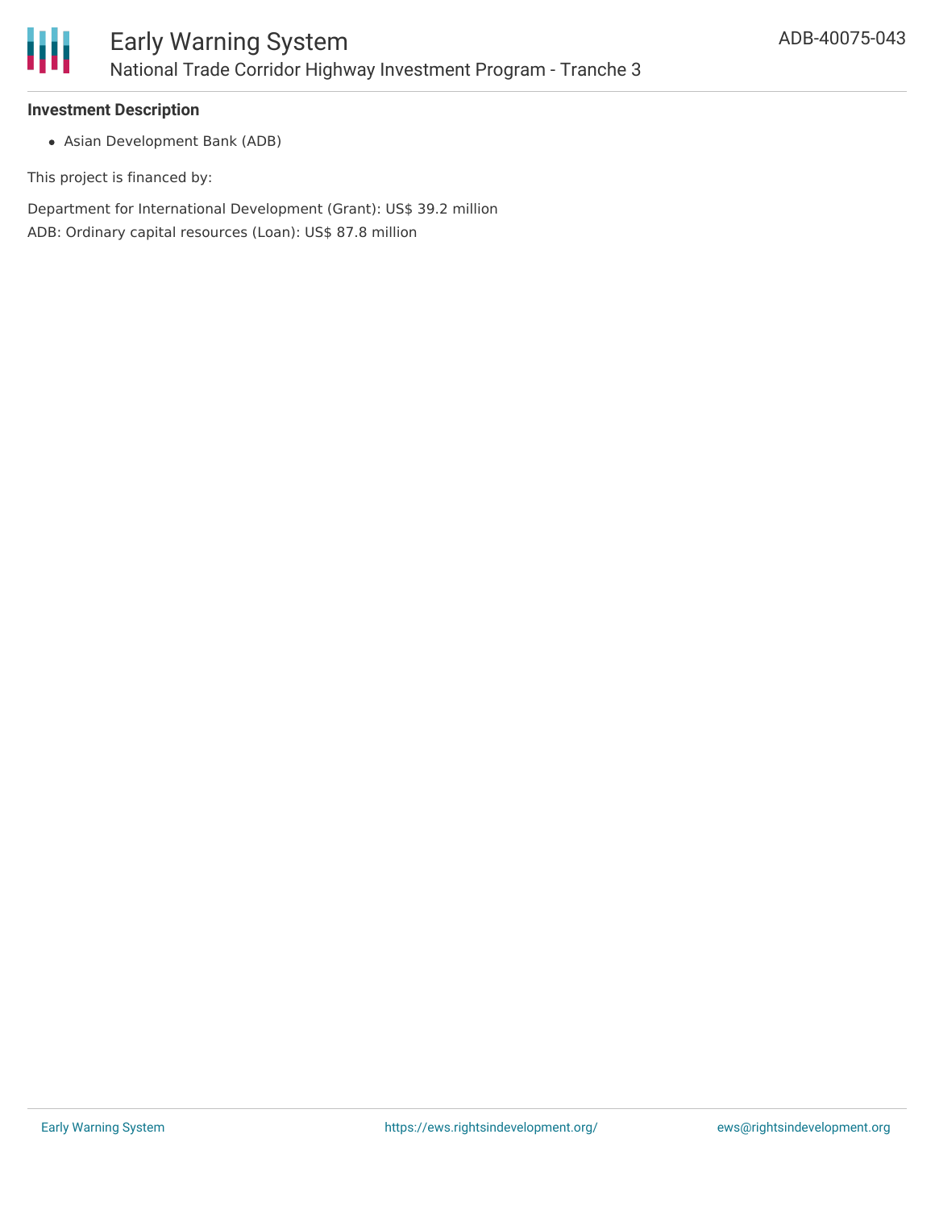### Investment Description

- Asian Development Bank (ADB)

This project is financed by:

Department for International Development (Grant): US$ 39.2 million

ADB: Ordinary capital resources (Loan): US$ 87.8 million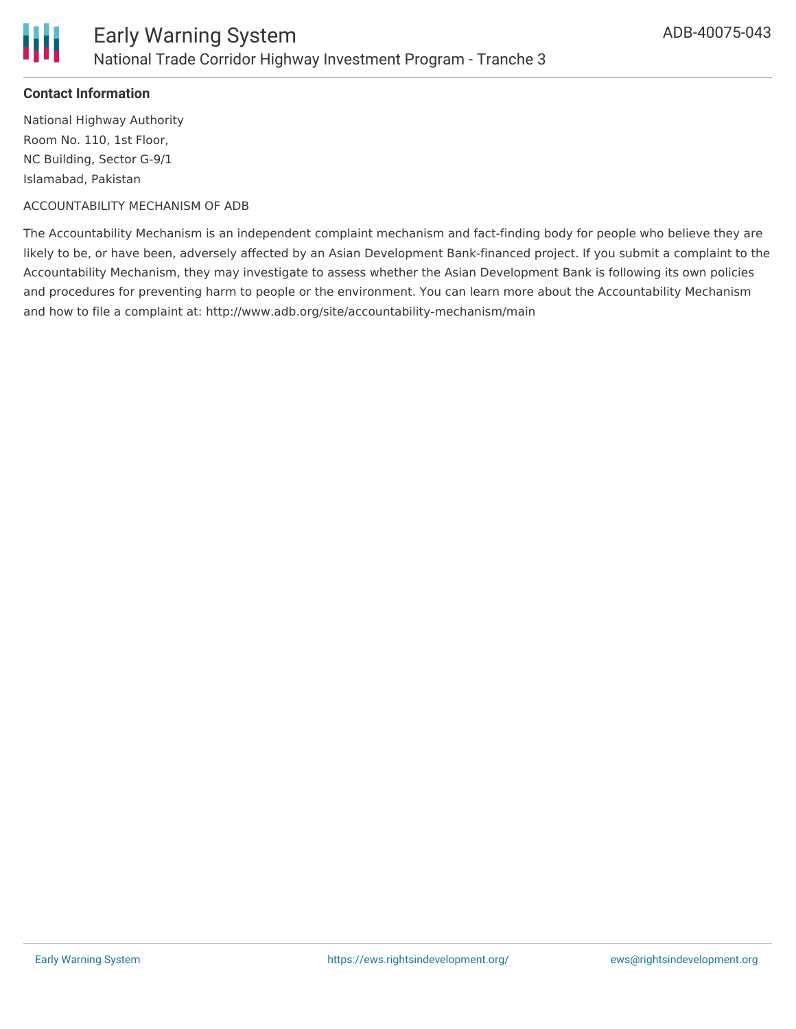**Contact Information**

National Highway Authority
Room No. 110, 1st Floor,
NC Building, Sector G-9/1
Islamabad, Pakistan

ACCOUNTABILITY MECHANISM OF ADB

The Accountability Mechanism is an independent complaint mechanism and fact-finding body for people who believe they are likely to be, or have been, adversely affected by an Asian Development Bank-financed project. If you submit a complaint to the Accountability Mechanism, they may investigate to assess whether the Asian Development Bank is following its own policies and procedures for preventing harm to people or the environment. You can learn more about the Accountability Mechanism and how to file a complaint at: http://www.adb.org/site/accountability-mechanism/main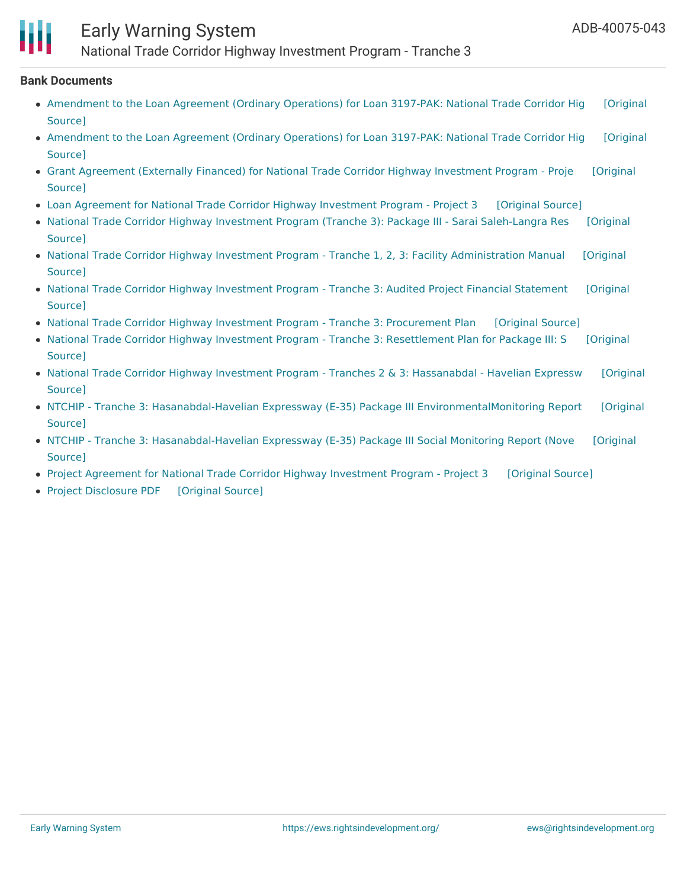## Bank Documents

- Amendment to the Loan Agreement (Ordinary Operations) for Loan 3197-PAK: National Trade Corridor Hig [Original Source]
- Amendment to the Loan Agreement (Ordinary Operations) for Loan 3197-PAK: National Trade Corridor Hig [Original Source]
- Grant Agreement (Externally Financed) for National Trade Corridor Highway Investment Program - Proje [Original Source]
- Loan Agreement for National Trade Corridor Highway Investment Program - Project 3 [Original Source]
- National Trade Corridor Highway Investment Program (Tranche 3): Package III - Sarai Saleh-Langra Res [Original Source]
- National Trade Corridor Highway Investment Program - Tranche 1, 2, 3: Facility Administration Manual [Original Source]
- National Trade Corridor Highway Investment Program - Tranche 3: Audited Project Financial Statement [Original Source]
- National Trade Corridor Highway Investment Program - Tranche 3: Procurement Plan [Original Source]
- National Trade Corridor Highway Investment Program - Tranche 3: Resettlement Plan for Package III: S [Original Source]
- National Trade Corridor Highway Investment Program - Tranches 2 & 3: Hassanabdal - Havelian Expressw [Original Source]
- NTCHIP - Tranche 3: Hasanabdal-Havelian Expressway (E-35) Package III EnvironmentalMonitoring Report [Original Source]
- NTCHIP - Tranche 3: Hasanabdal-Havelian Expressway (E-35) Package III Social Monitoring Report (Nove [Original Source]
- Project Agreement for National Trade Corridor Highway Investment Program - Project 3 [Original Source]
- Project Disclosure PDF [Original Source]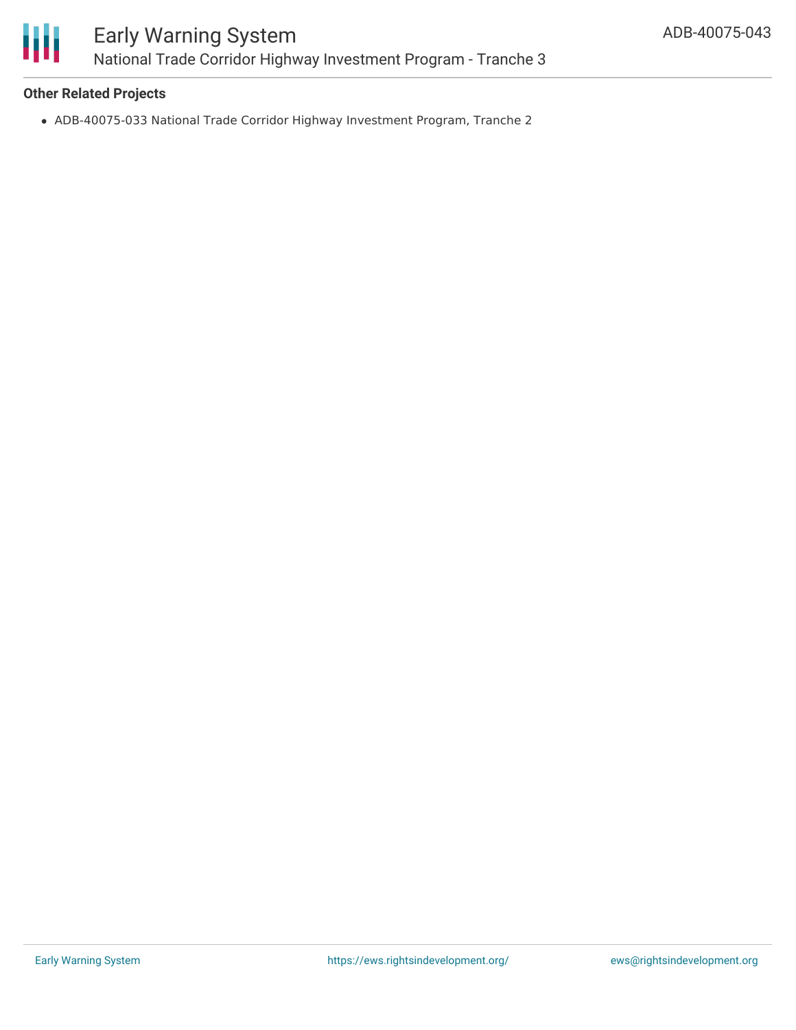**Other Related Projects**

- ADB-40075-033 National Trade Corridor Highway Investment Program, Tranche 2